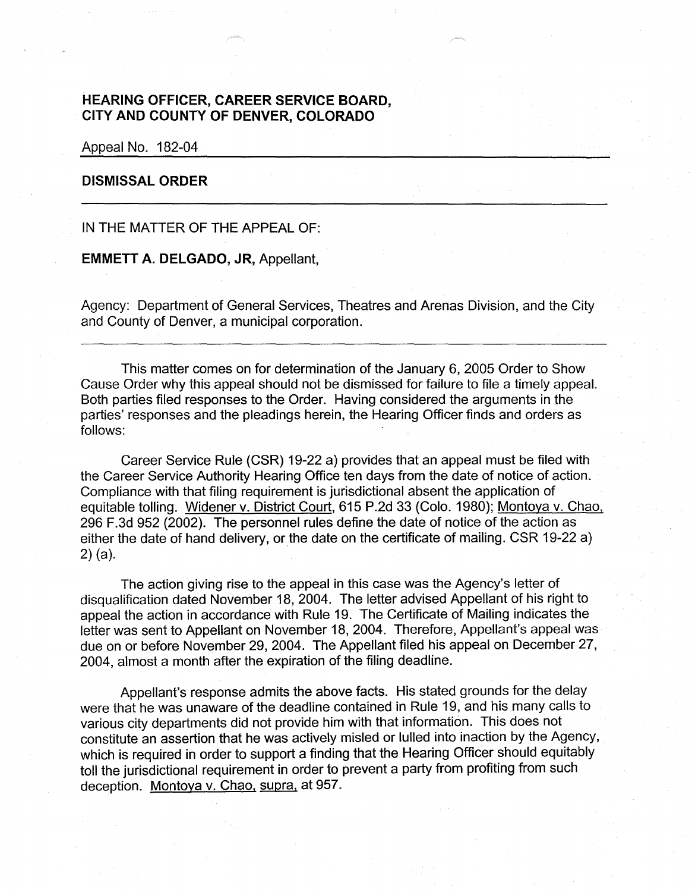**HEARING OFFICER, CAREER SERVICE BOARD,**
**CITY AND COUNTY OF DENVER, COLORADO**

Appeal No. 182-04

**DISMISSAL ORDER**

---

IN THE MATTER OF THE APPEAL OF:

**EMMETT A. DELGADO, JR,** Appellant,

Agency: Department of General Services, Theatres and Arenas Division, and the City and County of Denver, a municipal corporation.

---

This matter comes on for determination of the January 6, 2005 Order to Show Cause Order why this appeal should not be dismissed for failure to file a timely appeal. Both parties filed responses to the Order. Having considered the arguments in the parties' responses and the pleadings herein, the Hearing Officer finds and orders as follows:

Career Service Rule (CSR) 19-22 a) provides that an appeal must be filed with the Career Service Authority Hearing Office ten days from the date of notice of action. Compliance with that filing requirement is jurisdictional absent the application of equitable tolling. Widener v. District Court, 615 P.2d 33 (Colo. 1980); Montoya v. Chao, 296 F.3d 952 (2002). The personnel rules define the date of notice of the action as either the date of hand delivery, or the date on the certificate of mailing. CSR 19-22 a) 2) (a).

The action giving rise to the appeal in this case was the Agency's letter of disqualification dated November 18, 2004. The letter advised Appellant of his right to appeal the action in accordance with Rule 19. The Certificate of Mailing indicates the letter was sent to Appellant on November 18, 2004. Therefore, Appellant's appeal was due on or before November 29, 2004. The Appellant filed his appeal on December 27, 2004, almost a month after the expiration of the filing deadline.

Appellant's response admits the above facts. His stated grounds for the delay were that he was unaware of the deadline contained in Rule 19, and his many calls to various city departments did not provide him with that information. This does not constitute an assertion that he was actively misled or lulled into inaction by the Agency, which is required in order to support a finding that the Hearing Officer should equitably toll the jurisdictional requirement in order to prevent a party from profiting from such deception. Montoya v. Chao, supra, at 957.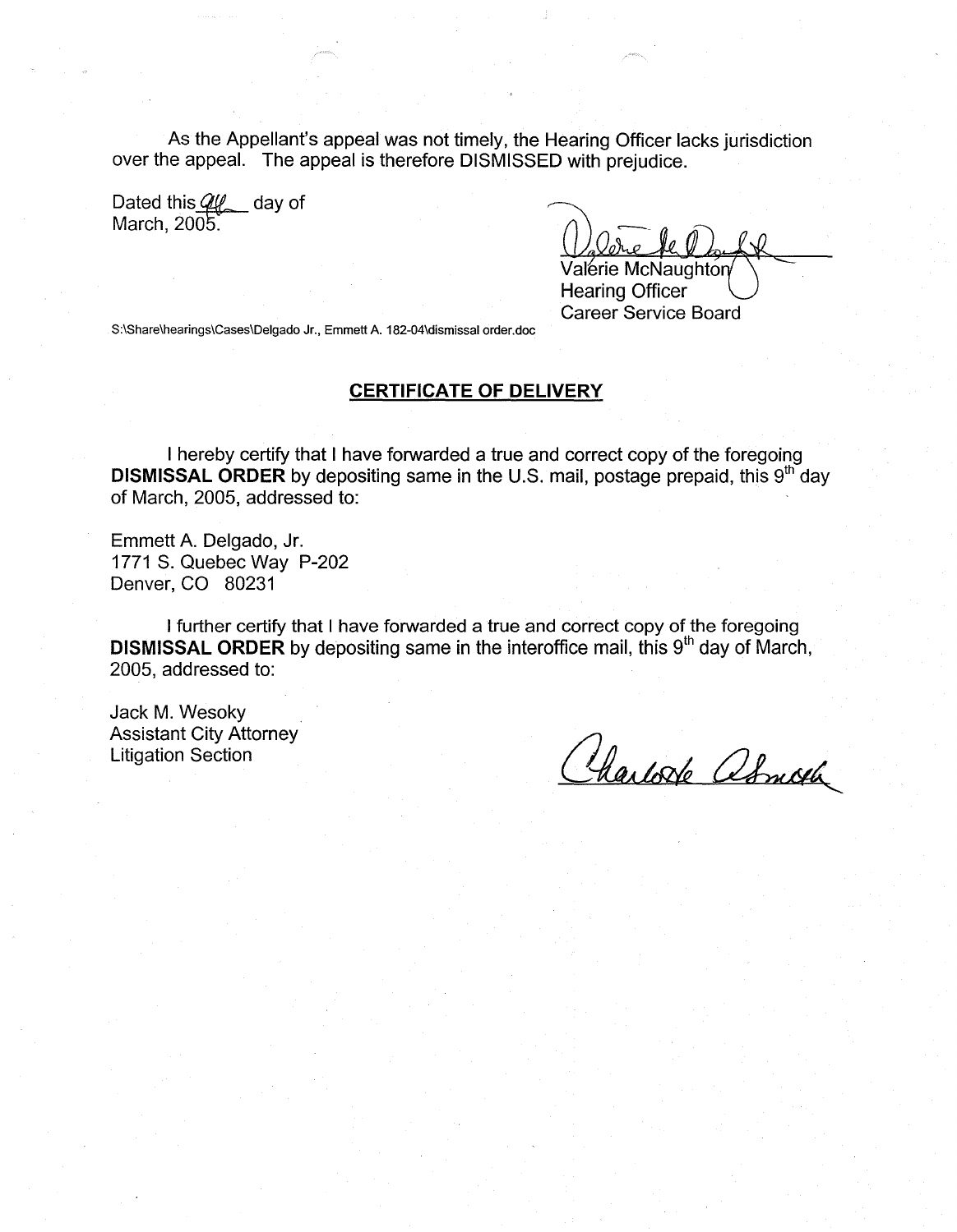As the Appellant's appeal was not timely, the Hearing Officer lacks jurisdiction over the appeal. The appeal is therefore DISMISSED with prejudice.

Dated this 9th day of March, 2005.

Valerie McNaughton
Hearing Officer
Career Service Board

S:\Share\hearings\Cases\Delgado Jr., Emmett A. 182-04\dismissal order.doc

## CERTIFICATE OF DELIVERY

I hereby certify that I have forwarded a true and correct copy of the foregoing **DISMISSAL ORDER** by depositing same in the U.S. mail, postage prepaid, this 9th day of March, 2005, addressed to:

Emmett A. Delgado, Jr.
1771 S. Quebec Way P-202
Denver, CO 80231

I further certify that I have forwarded a true and correct copy of the foregoing **DISMISSAL ORDER** by depositing same in the interoffice mail, this 9th day of March, 2005, addressed to:

Jack M. Wesoky
Assistant City Attorney
Litigation Section

Charlotte Smith